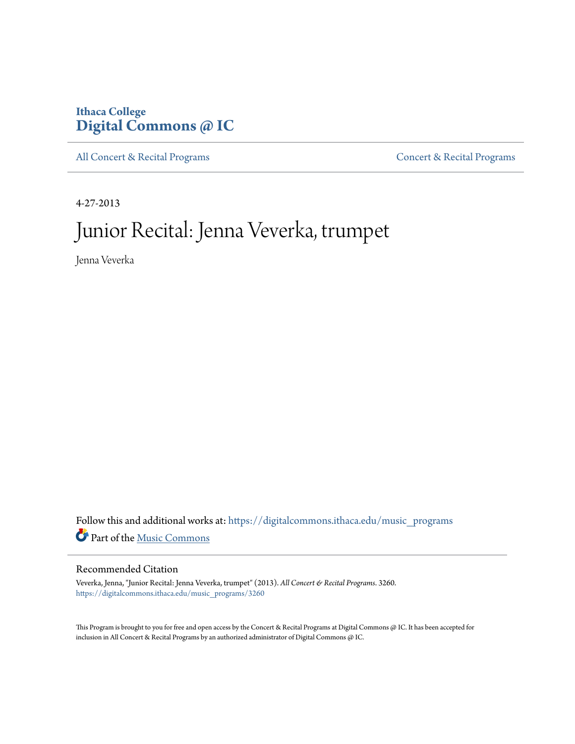Ithaca College
**Digital Commons @ IC**

All Concert & Recital Programs | Concert & Recital Programs

4-27-2013

# Junior Recital: Jenna Veverka, trumpet

Jenna Veverka

Follow this and additional works at: https://digitalcommons.ithaca.edu/music_programs

Part of the Music Commons

## Recommended Citation

Veverka, Jenna, "Junior Recital: Jenna Veverka, trumpet" (2013). *All Concert & Recital Programs*. 3260.
https://digitalcommons.ithaca.edu/music_programs/3260

This Program is brought to you for free and open access by the Concert & Recital Programs at Digital Commons @ IC. It has been accepted for inclusion in All Concert & Recital Programs by an authorized administrator of Digital Commons @ IC.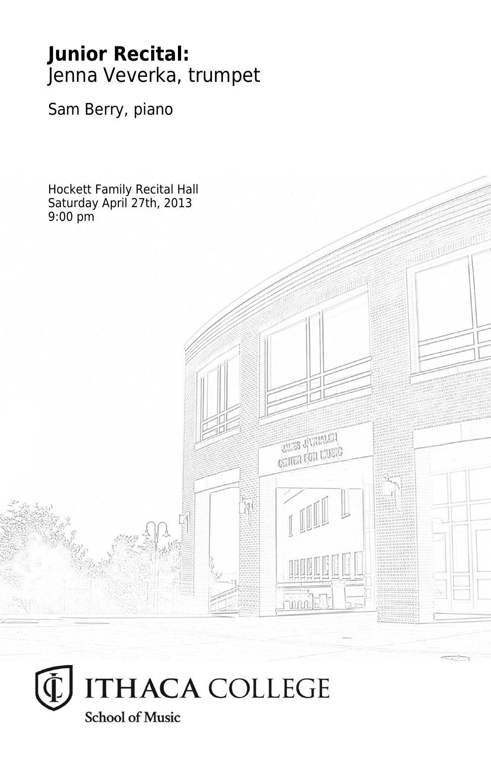**Junior Recital:**
Jenna Veverka, trumpet

Sam Berry, piano

Hockett Family Recital Hall
Saturday April 27th, 2013
9:00 pm

ITHACA COLLEGE
School of Music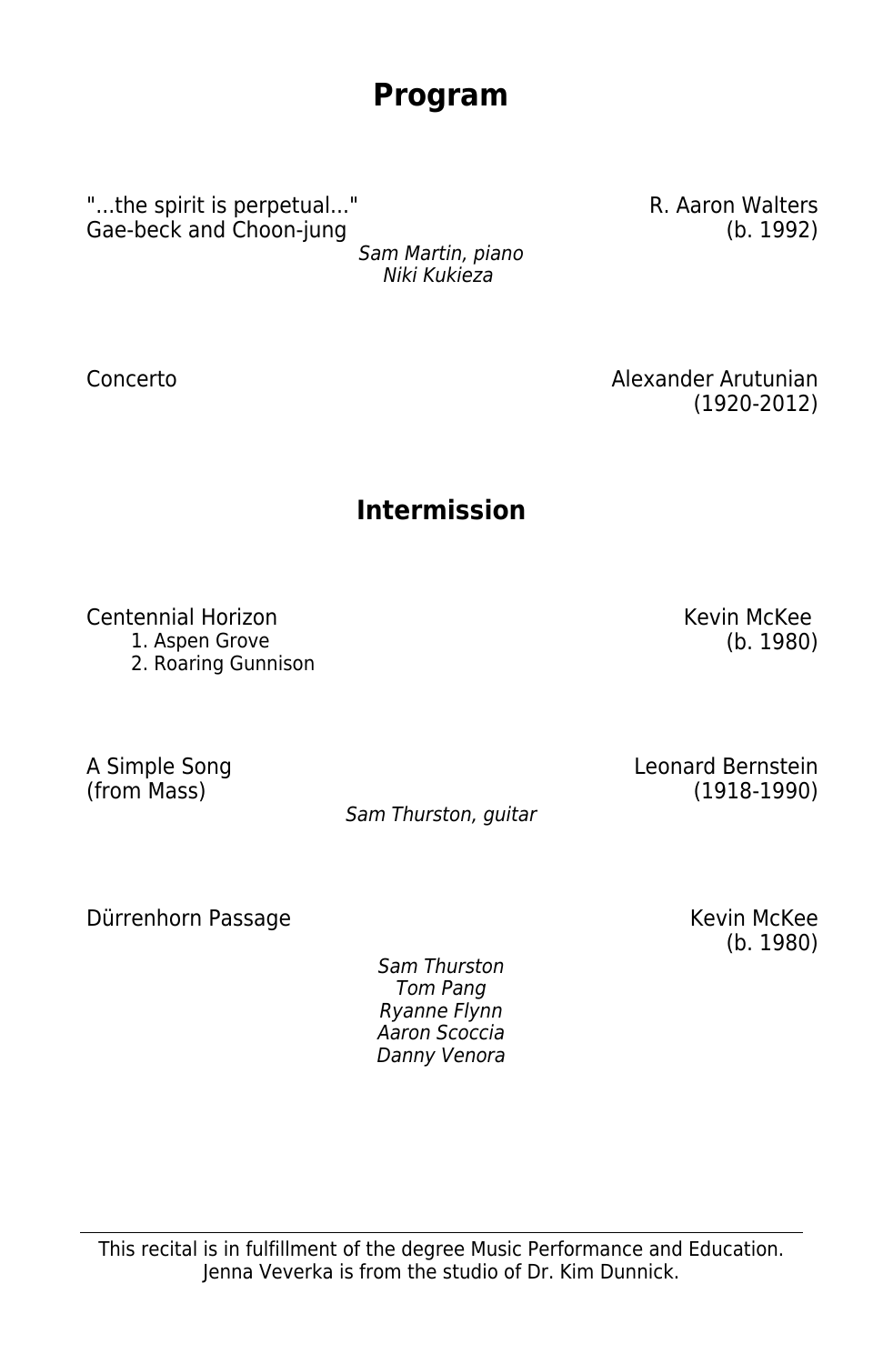# Program

"...the spirit is perpetual..." R. Aaron Walters
Gae-beck and Choon-jung (b. 1992)

*Sam Martin, piano*
*Niki Kukieza*

Concerto Alexander Arutunian
(1920-2012)

## Intermission

Centennial Horizon Kevin McKee
1. Aspen Grove (b. 1980)
2. Roaring Gunnison

A Simple Song Leonard Bernstein
(from Mass) (1918-1990)

*Sam Thurston, guitar*

Dürrenhorn Passage Kevin McKee
(b. 1980)

*Sam Thurston*
*Tom Pang*
*Ryanne Flynn*
*Aaron Scoccia*
*Danny Venora*

---

This recital is in fulfillment of the degree Music Performance and Education.
Jenna Veverka is from the studio of Dr. Kim Dunnick.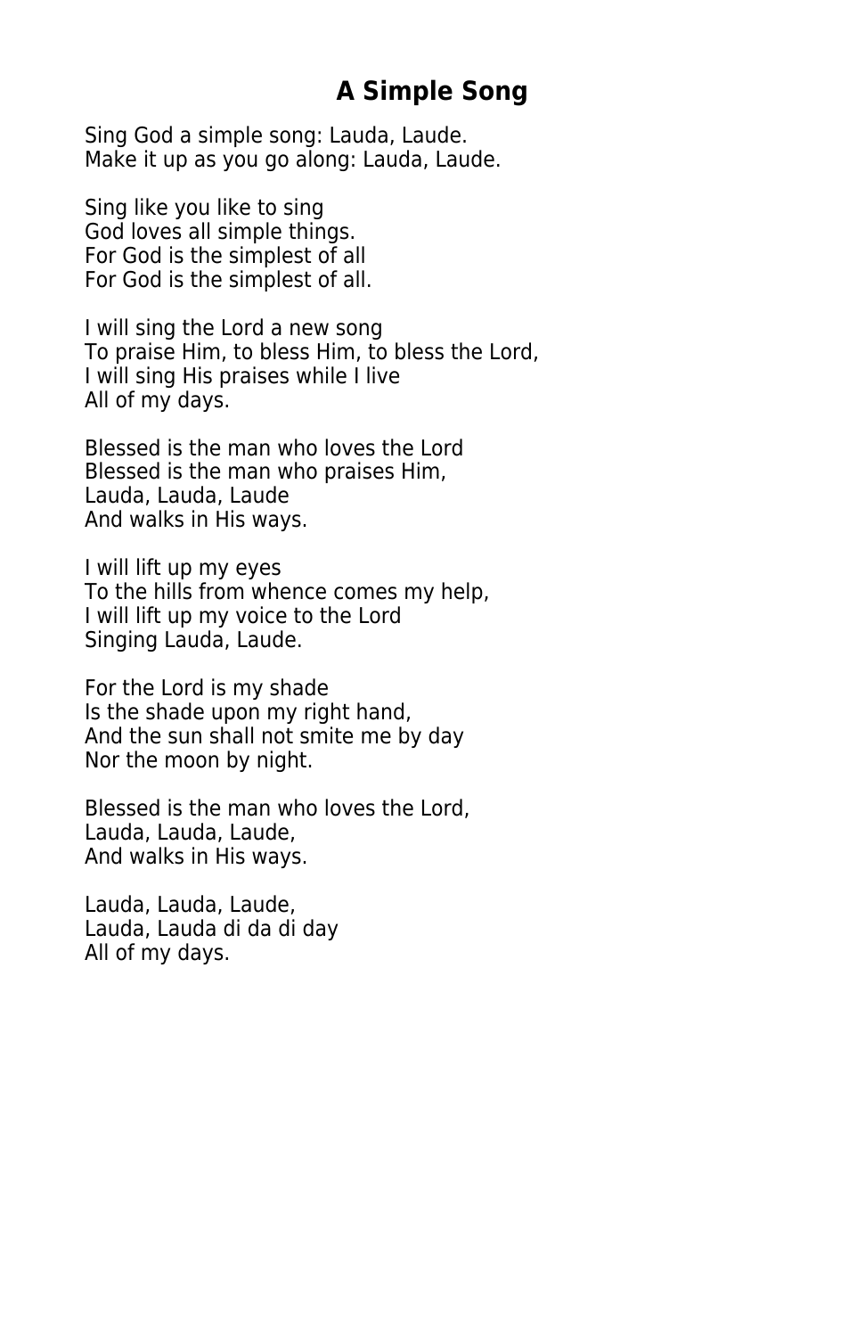# A Simple Song

Sing God a simple song: Lauda, Laude.
Make it up as you go along: Lauda, Laude.

Sing like you like to sing
God loves all simple things.
For God is the simplest of all
For God is the simplest of all.

I will sing the Lord a new song
To praise Him, to bless Him, to bless the Lord,
I will sing His praises while I live
All of my days.

Blessed is the man who loves the Lord
Blessed is the man who praises Him,
Lauda, Lauda, Laude
And walks in His ways.

I will lift up my eyes
To the hills from whence comes my help,
I will lift up my voice to the Lord
Singing Lauda, Laude.

For the Lord is my shade
Is the shade upon my right hand,
And the sun shall not smite me by day
Nor the moon by night.

Blessed is the man who loves the Lord,
Lauda, Lauda, Laude,
And walks in His ways.

Lauda, Lauda, Laude,
Lauda, Lauda di da di day
All of my days.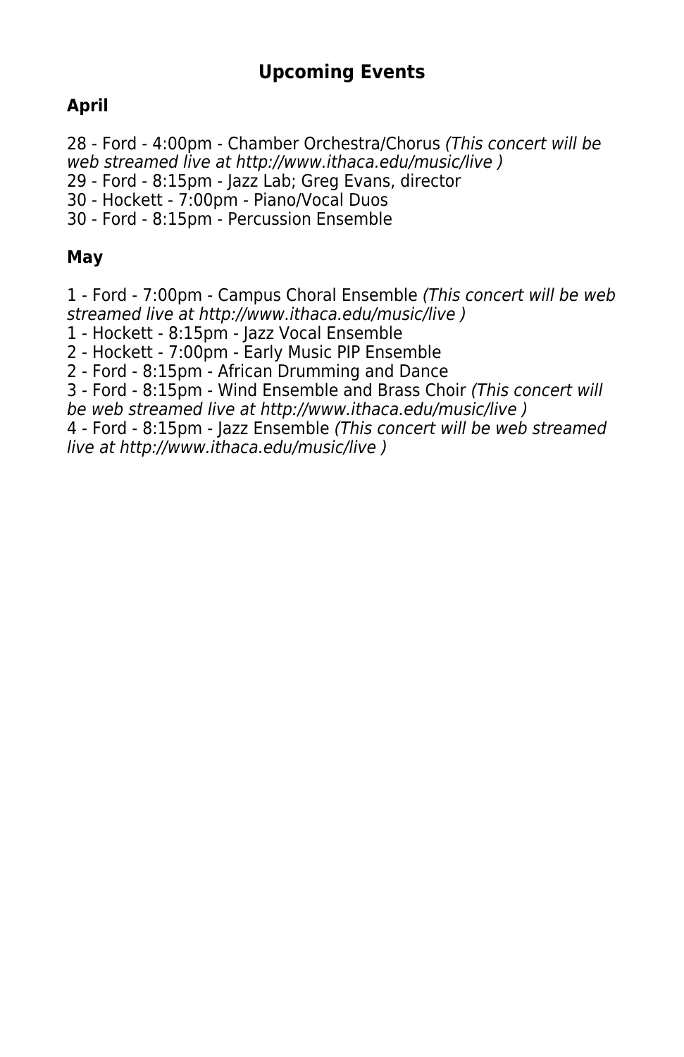# Upcoming Events

## April

28 - Ford - 4:00pm - Chamber Orchestra/Chorus *(This concert will be web streamed live at http://www.ithaca.edu/music/live )*
29 - Ford - 8:15pm - Jazz Lab; Greg Evans, director
30 - Hockett - 7:00pm - Piano/Vocal Duos
30 - Ford - 8:15pm - Percussion Ensemble

## May

1 - Ford - 7:00pm - Campus Choral Ensemble *(This concert will be web streamed live at http://www.ithaca.edu/music/live )*
1 - Hockett - 8:15pm - Jazz Vocal Ensemble
2 - Hockett - 7:00pm - Early Music PIP Ensemble
2 - Ford - 8:15pm - African Drumming and Dance
3 - Ford - 8:15pm - Wind Ensemble and Brass Choir *(This concert will be web streamed live at http://www.ithaca.edu/music/live )*
4 - Ford - 8:15pm - Jazz Ensemble *(This concert will be web streamed live at http://www.ithaca.edu/music/live )*